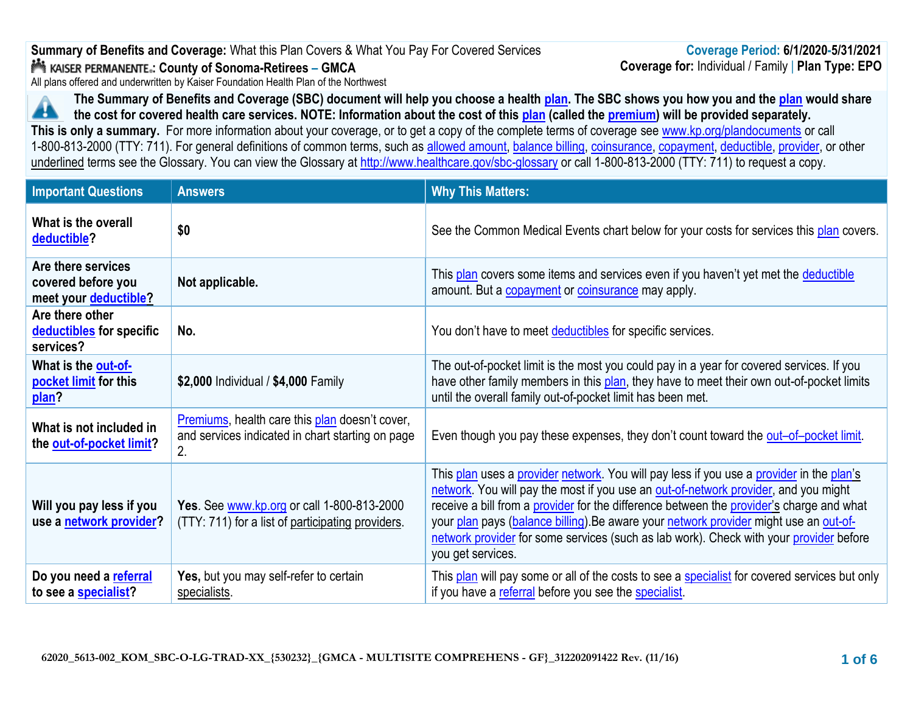**Summary of Benefits and Coverage:** What this Plan Covers & What You Pay For Covered Services

**KAISER PERMANENTE®: County of Sonoma-Retirees – GMCA**

All plans offered and underwritten by Kaiser Foundation Health Plan of the Northwest

**Coverage Period: 6/1/2020-5/31/2021**

**Coverage for:** Individual / Family | **Plan Type: EPO**

**The Summary of Benefits and Coverage (SBC) document will help you choose a health plan. The SBC shows you how you and the plan would share the cost for covered health care services. NOTE: Information about the cost of this plan (called the premium) will be provided separately.**

**This is only a summary.** For more information about your coverage, or to get a copy of the complete terms of coverage see www.kp.org/plandocuments or call 1-800-813-2000 (TTY: 711). For general definitions of common terms, such as allowed amount, balance billing, coinsurance, copayment, deductible, provider, or other underlined terms see the Glossary. You can view the Glossary at http://www.healthcare.gov/sbc-glossary or call 1-800-813-2000 (TTY: 711) to request a copy.

| Important Questions | Answers | Why This Matters: |
|---|---|---|
| **What is the overall deductible?** | **$0** | See the Common Medical Events chart below for your costs for services this plan covers. |
| **Are there services covered before you meet your deductible?** | **Not applicable.** | This plan covers some items and services even if you haven't yet met the deductible amount. But a copayment or coinsurance may apply. |
| **Are there other deductibles for specific services?** | **No.** | You don't have to meet deductibles for specific services. |
| **What is the out-of-pocket limit for this plan?** | **$2,000** Individual / **$4,000** Family | The out-of-pocket limit is the most you could pay in a year for covered services. If you have other family members in this plan, they have to meet their own out-of-pocket limits until the overall family out-of-pocket limit has been met. |
| **What is not included in the out-of-pocket limit?** | Premiums, health care this plan doesn't cover, and services indicated in chart starting on page 2. | Even though you pay these expenses, they don't count toward the out–of–pocket limit. |
| **Will you pay less if you use a network provider?** | **Yes**. See www.kp.org or call 1-800-813-2000 (TTY: 711) for a list of participating providers. | This plan uses a provider network. You will pay less if you use a provider in the plan's network. You will pay the most if you use an out-of-network provider, and you might receive a bill from a provider for the difference between the provider's charge and what your plan pays (balance billing).Be aware your network provider might use an out-of-network provider for some services (such as lab work). Check with your provider before you get services. |
| **Do you need a referral to see a specialist?** | **Yes,** but you may self-refer to certain specialists. | This plan will pay some or all of the costs to see a specialist for covered services but only if you have a referral before you see the specialist. |

62020_5613-002_KOM_SBC-O-LG-TRAD-XX_{530232}_{GMCA - MULTISITE COMPREHENS - GF}_312202091422 Rev. (11/16)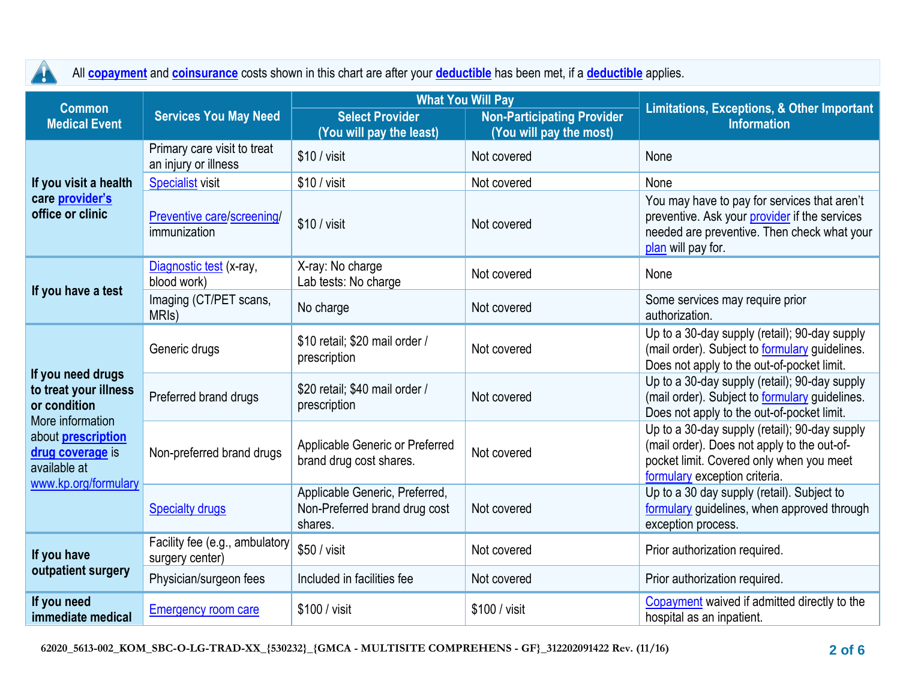All **copayment** and **coinsurance** costs shown in this chart are after your **deductible** has been met, if a **deductible** applies.

| Common Medical Event | Services You May Need | What You Will Pay | | Limitations, Exceptions, & Other Important Information |
|---|---|---|---|---|
| | | Select Provider (You will pay the least) | Non-Participating Provider (You will pay the most) | |
| **If you visit a health care provider's office or clinic** | Primary care visit to treat an injury or illness | $10 / visit | Not covered | None |
| | Specialist visit | $10 / visit | Not covered | None |
| | Preventive care/screening/ immunization | $10 / visit | Not covered | You may have to pay for services that aren't preventive. Ask your provider if the services needed are preventive. Then check what your plan will pay for. |
| **If you have a test** | Diagnostic test (x-ray, blood work) | X-ray: No charge<br>Lab tests: No charge | Not covered | None |
| | Imaging (CT/PET scans, MRIs) | No charge | Not covered | Some services may require prior authorization. |
| **If you need drugs to treat your illness or condition**<br>More information about **prescription drug coverage** is available at www.kp.org/formulary | Generic drugs | $10 retail; $20 mail order / prescription | Not covered | Up to a 30-day supply (retail); 90-day supply (mail order). Subject to formulary guidelines. Does not apply to the out-of-pocket limit. |
| | Preferred brand drugs | $20 retail; $40 mail order / prescription | Not covered | Up to a 30-day supply (retail); 90-day supply (mail order). Subject to formulary guidelines. Does not apply to the out-of-pocket limit. |
| | Non-preferred brand drugs | Applicable Generic or Preferred brand drug cost shares. | Not covered | Up to a 30-day supply (retail); 90-day supply (mail order). Does not apply to the out-of-pocket limit. Covered only when you meet formulary exception criteria. |
| | Specialty drugs | Applicable Generic, Preferred, Non-Preferred brand drug cost shares. | Not covered | Up to a 30 day supply (retail). Subject to formulary guidelines, when approved through exception process. |
| **If you have outpatient surgery** | Facility fee (e.g., ambulatory surgery center) | $50 / visit | Not covered | Prior authorization required. |
| | Physician/surgeon fees | Included in facilities fee | Not covered | Prior authorization required. |
| **If you need immediate medical** | Emergency room care | $100 / visit | $100 / visit | Copayment waived if admitted directly to the hospital as an inpatient. |

62020_5613-002_KOM_SBC-O-LG-TRAD-XX_{530232}_{GMCA - MULTISITE COMPREHENS - GF}_312202091422 Rev. (11/16)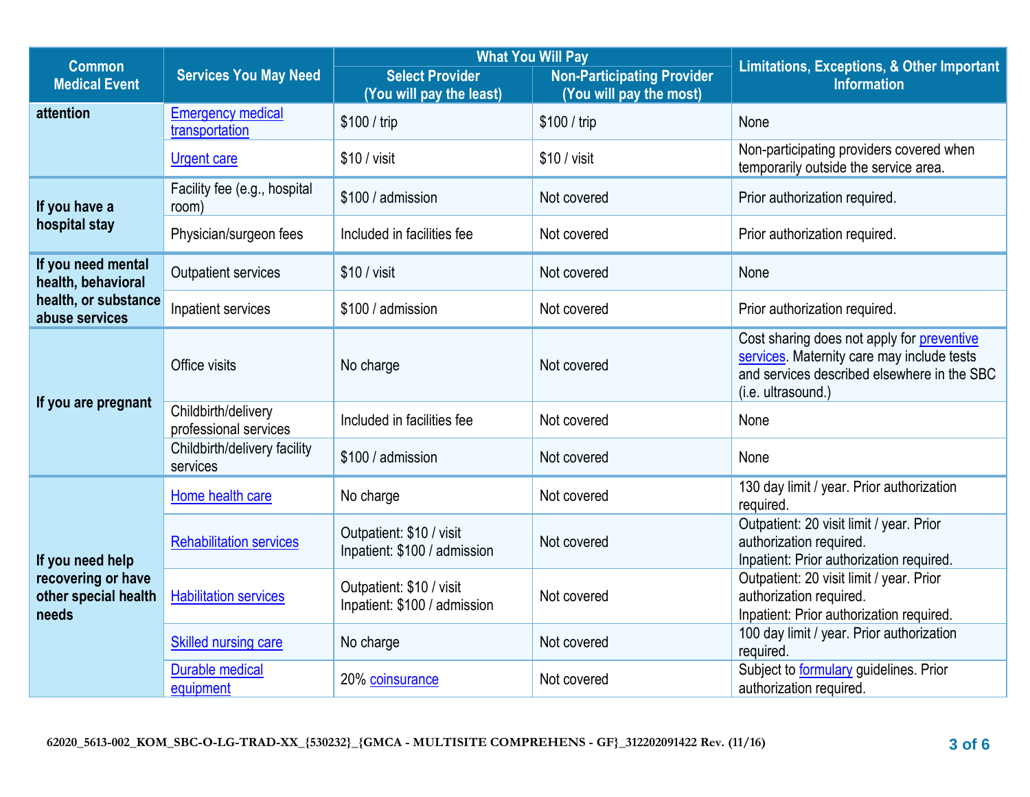| Common Medical Event | Services You May Need | What You Will Pay | | Limitations, Exceptions, & Other Important Information |
|---|---|---|---|---|
| | | Select Provider (You will pay the least) | Non-Participating Provider (You will pay the most) | |
| attention | Emergency medical transportation | $100 / trip | $100 / trip | None |
| | Urgent care | $10 / visit | $10 / visit | Non-participating providers covered when temporarily outside the service area. |
| If you have a hospital stay | Facility fee (e.g., hospital room) | $100 / admission | Not covered | Prior authorization required. |
| | Physician/surgeon fees | Included in facilities fee | Not covered | Prior authorization required. |
| If you need mental health, behavioral health, or substance abuse services | Outpatient services | $10 / visit | Not covered | None |
| | Inpatient services | $100 / admission | Not covered | Prior authorization required. |
| If you are pregnant | Office visits | No charge | Not covered | Cost sharing does not apply for preventive services. Maternity care may include tests and services described elsewhere in the SBC (i.e. ultrasound.) |
| | Childbirth/delivery professional services | Included in facilities fee | Not covered | None |
| | Childbirth/delivery facility services | $100 / admission | Not covered | None |
| If you need help recovering or have other special health needs | Home health care | No charge | Not covered | 130 day limit / year. Prior authorization required. |
| | Rehabilitation services | Outpatient: $10 / visit<br>Inpatient: $100 / admission | Not covered | Outpatient: 20 visit limit / year. Prior authorization required.<br>Inpatient: Prior authorization required. |
| | Habilitation services | Outpatient: $10 / visit<br>Inpatient: $100 / admission | Not covered | Outpatient: 20 visit limit / year. Prior authorization required.<br>Inpatient: Prior authorization required. |
| | Skilled nursing care | No charge | Not covered | 100 day limit / year. Prior authorization required. |
| | Durable medical equipment | 20% coinsurance | Not covered | Subject to formulary guidelines. Prior authorization required. |

62020_5613-002_KOM_SBC-O-LG-TRAD-XX_{530232}_{GMCA - MULTISITE COMPREHENS - GF}_312202091422 Rev. (11/16)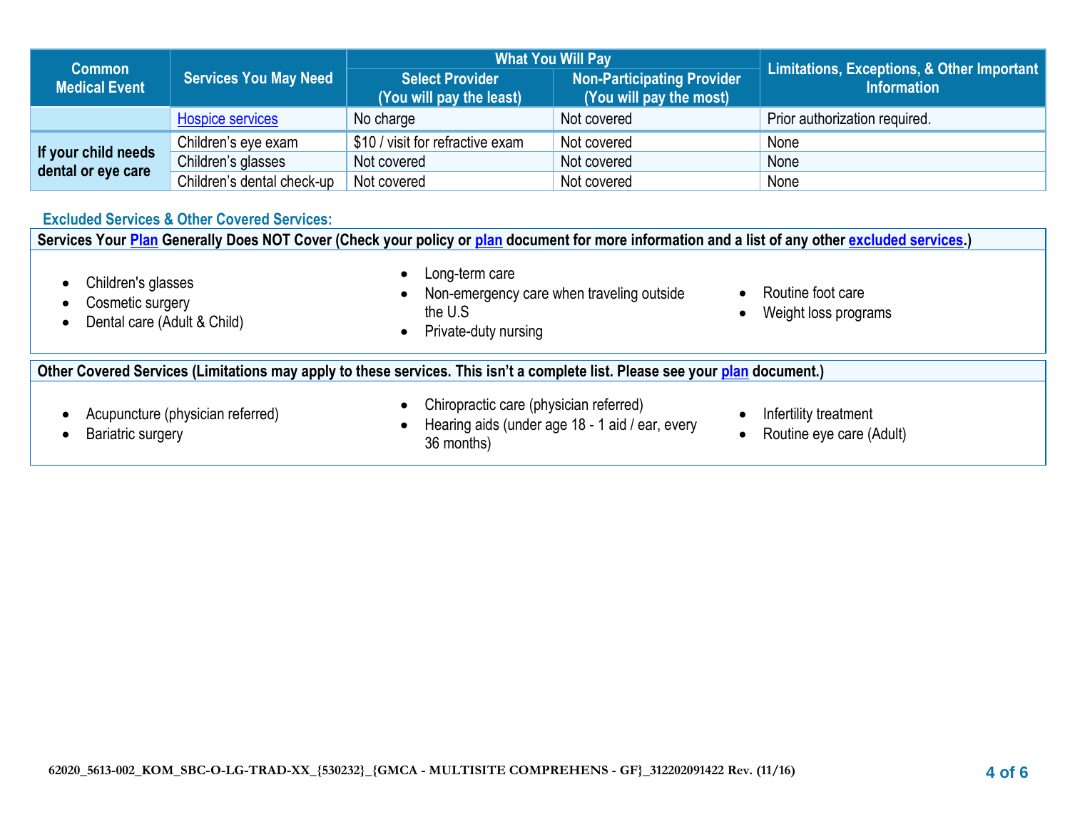| Common Medical Event | Services You May Need | What You Will Pay | | Limitations, Exceptions, & Other Important Information |
|---|---|---|---|---|
| | | Select Provider (You will pay the least) | Non-Participating Provider (You will pay the most) | |
| | Hospice services | No charge | Not covered | Prior authorization required. |
| If your child needs dental or eye care | Children's eye exam | $10 / visit for refractive exam | Not covered | None |
| | Children's glasses | Not covered | Not covered | None |
| | Children's dental check-up | Not covered | Not covered | None |

### Excluded Services & Other Covered Services:

**Services Your Plan Generally Does NOT Cover (Check your policy or plan document for more information and a list of any other excluded services.)**

- Children's glasses
- Cosmetic surgery
- Dental care (Adult & Child)
- Long-term care
- Non-emergency care when traveling outside the U.S
- Private-duty nursing
- Routine foot care
- Weight loss programs

**Other Covered Services (Limitations may apply to these services. This isn't a complete list. Please see your plan document.)**

- Acupuncture (physician referred)
- Bariatric surgery
- Chiropractic care (physician referred)
- Hearing aids (under age 18 - 1 aid / ear, every 36 months)
- Infertility treatment
- Routine eye care (Adult)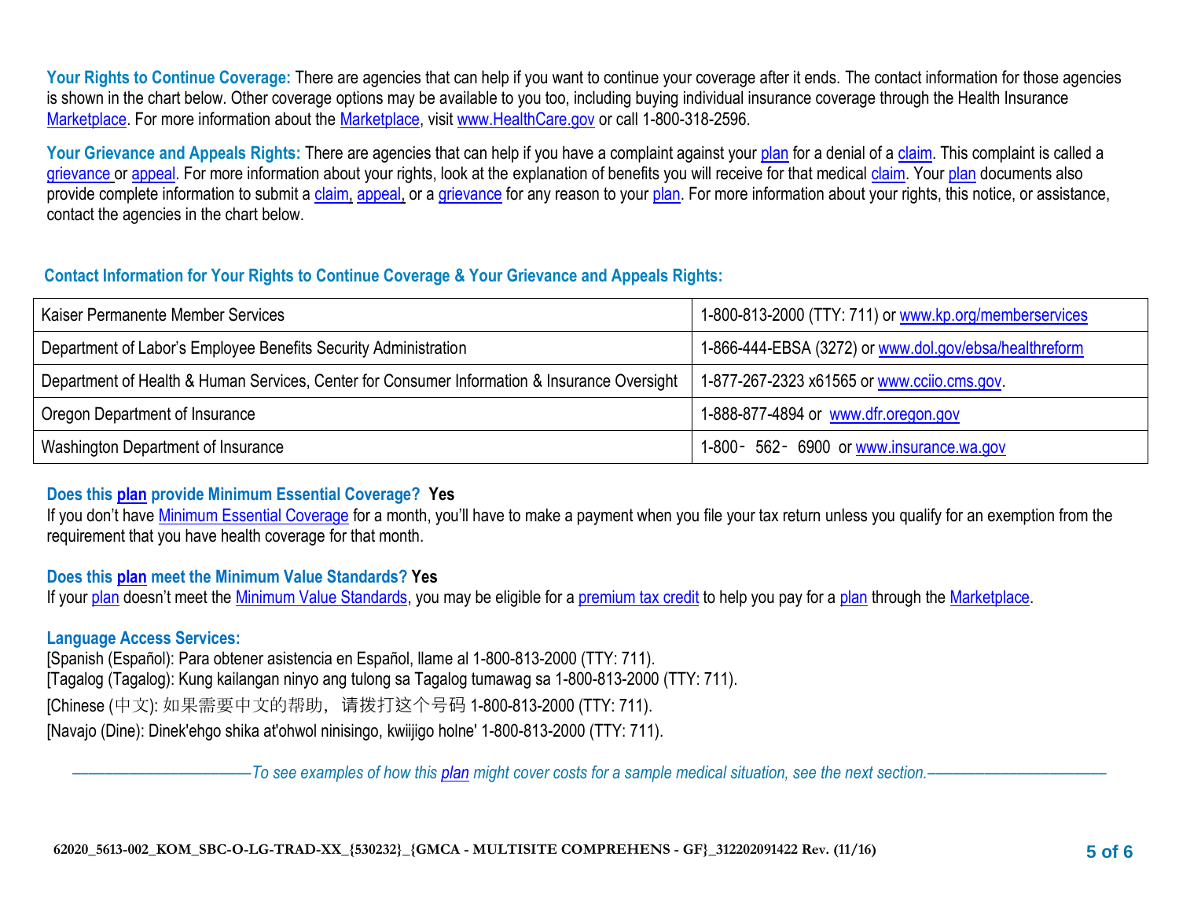**Your Rights to Continue Coverage:** There are agencies that can help if you want to continue your coverage after it ends. The contact information for those agencies is shown in the chart below. Other coverage options may be available to you too, including buying individual insurance coverage through the Health Insurance Marketplace. For more information about the Marketplace, visit www.HealthCare.gov or call 1-800-318-2596.

**Your Grievance and Appeals Rights:** There are agencies that can help if you have a complaint against your plan for a denial of a claim. This complaint is called a grievance or appeal. For more information about your rights, look at the explanation of benefits you will receive for that medical claim. Your plan documents also provide complete information to submit a claim, appeal, or a grievance for any reason to your plan. For more information about your rights, this notice, or assistance, contact the agencies in the chart below.

**Contact Information for Your Rights to Continue Coverage & Your Grievance and Appeals Rights:**

| Agency | Contact |
|---|---|
| Kaiser Permanente Member Services | 1-800-813-2000 (TTY: 711) or www.kp.org/memberservices |
| Department of Labor's Employee Benefits Security Administration | 1-866-444-EBSA (3272) or www.dol.gov/ebsa/healthreform |
| Department of Health & Human Services, Center for Consumer Information & Insurance Oversight | 1-877-267-2323 x61565 or www.cciio.cms.gov. |
| Oregon Department of Insurance | 1-888-877-4894 or www.dfr.oregon.gov |
| Washington Department of Insurance | 1-800‐562‐6900 or www.insurance.wa.gov |

**Does this plan provide Minimum Essential Coverage? Yes**

If you don't have Minimum Essential Coverage for a month, you'll have to make a payment when you file your tax return unless you qualify for an exemption from the requirement that you have health coverage for that month.

**Does this plan meet the Minimum Value Standards? Yes**

If your plan doesn't meet the Minimum Value Standards, you may be eligible for a premium tax credit to help you pay for a plan through the Marketplace.

**Language Access Services:**

[Spanish (Español): Para obtener asistencia en Español, llame al 1-800-813-2000 (TTY: 711).

[Tagalog (Tagalog): Kung kailangan ninyo ang tulong sa Tagalog tumawag sa 1-800-813-2000 (TTY: 711).

[Chinese (中文): 如果需要中文的帮助，请拨打这个号码 1-800-813-2000 (TTY: 711).

[Navajo (Dine): Dinek'ehgo shika at'ohwol ninisingo, kwiijigo holne' 1-800-813-2000 (TTY: 711).

*——————————To see examples of how this plan might cover costs for a sample medical situation, see the next section.——————————*

62020_5613-002_KOM_SBC-O-LG-TRAD-XX_{530232}_{GMCA - MULTISITE COMPREHENS - GF}_312202091422 Rev. (11/16)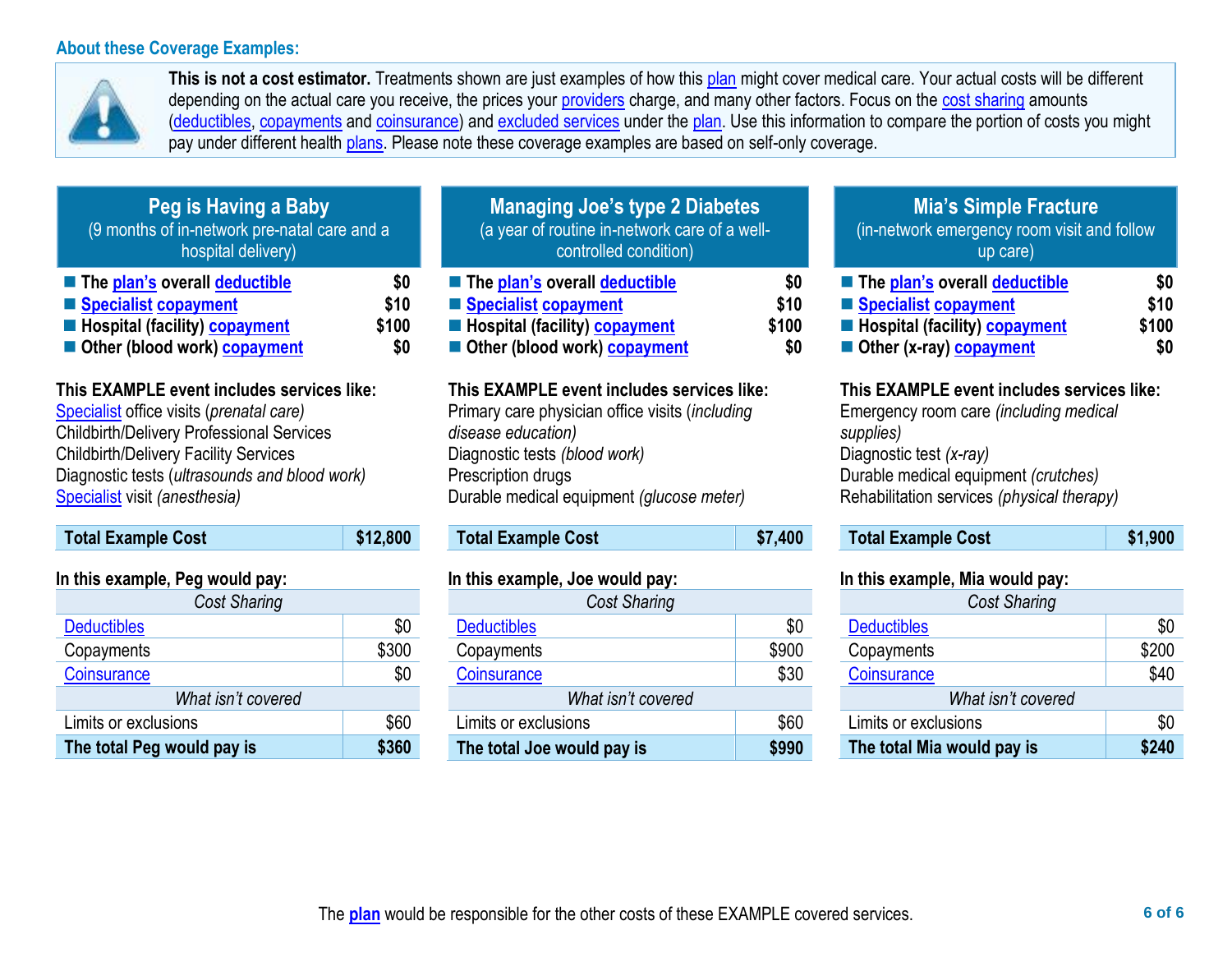### About these Coverage Examples:

**This is not a cost estimator.** Treatments shown are just examples of how this plan might cover medical care. Your actual costs will be different depending on the actual care you receive, the prices your providers charge, and many other factors. Focus on the cost sharing amounts (deductibles, copayments and coinsurance) and excluded services under the plan. Use this information to compare the portion of costs you might pay under different health plans. Please note these coverage examples are based on self-only coverage.

## Peg is Having a Baby
(9 months of in-network pre-natal care and a hospital delivery)

- **The plan's overall deductible** **$0**
- **Specialist copayment** **$10**
- **Hospital (facility) copayment** **$100**
- **Other (blood work) copayment** **$0**

**This EXAMPLE event includes services like:**
Specialist office visits (*prenatal care)*
Childbirth/Delivery Professional Services
Childbirth/Delivery Facility Services
Diagnostic tests (*ultrasounds and blood work)*
Specialist visit *(anesthesia)*

| **Total Example Cost** | **$12,800** |
|---|---|

**In this example, Peg would pay:**

| *Cost Sharing* | |
|---|---|
| Deductibles | $0 |
| Copayments | $300 |
| Coinsurance | $0 |
| *What isn't covered* | |
| Limits or exclusions | $60 |
| **The total Peg would pay is** | **$360** |

## Managing Joe's type 2 Diabetes
(a year of routine in-network care of a well-controlled condition)

- **The plan's overall deductible** **$0**
- **Specialist copayment** **$10**
- **Hospital (facility) copayment** **$100**
- **Other (blood work) copayment** **$0**

**This EXAMPLE event includes services like:**
Primary care physician office visits (*including disease education)*
Diagnostic tests *(blood work)*
Prescription drugs
Durable medical equipment *(glucose meter)*

| **Total Example Cost** | **$7,400** |
|---|---|

**In this example, Joe would pay:**

| *Cost Sharing* | |
|---|---|
| Deductibles | $0 |
| Copayments | $900 |
| Coinsurance | $30 |
| *What isn't covered* | |
| Limits or exclusions | $60 |
| **The total Joe would pay is** | **$990** |

## Mia's Simple Fracture
(in-network emergency room visit and follow up care)

- **The plan's overall deductible** **$0**
- **Specialist copayment** **$10**
- **Hospital (facility) copayment** **$100**
- **Other (x-ray) copayment** **$0**

**This EXAMPLE event includes services like:**
Emergency room care *(including medical supplies)*
Diagnostic test *(x-ray)*
Durable medical equipment *(crutches)*
Rehabilitation services *(physical therapy)*

| **Total Example Cost** | **$1,900** |
|---|---|

**In this example, Mia would pay:**

| *Cost Sharing* | |
|---|---|
| Deductibles | $0 |
| Copayments | $200 |
| Coinsurance | $40 |
| *What isn't covered* | |
| Limits or exclusions | $0 |
| **The total Mia would pay is** | **$240** |

The **plan** would be responsible for the other costs of these EXAMPLE covered services.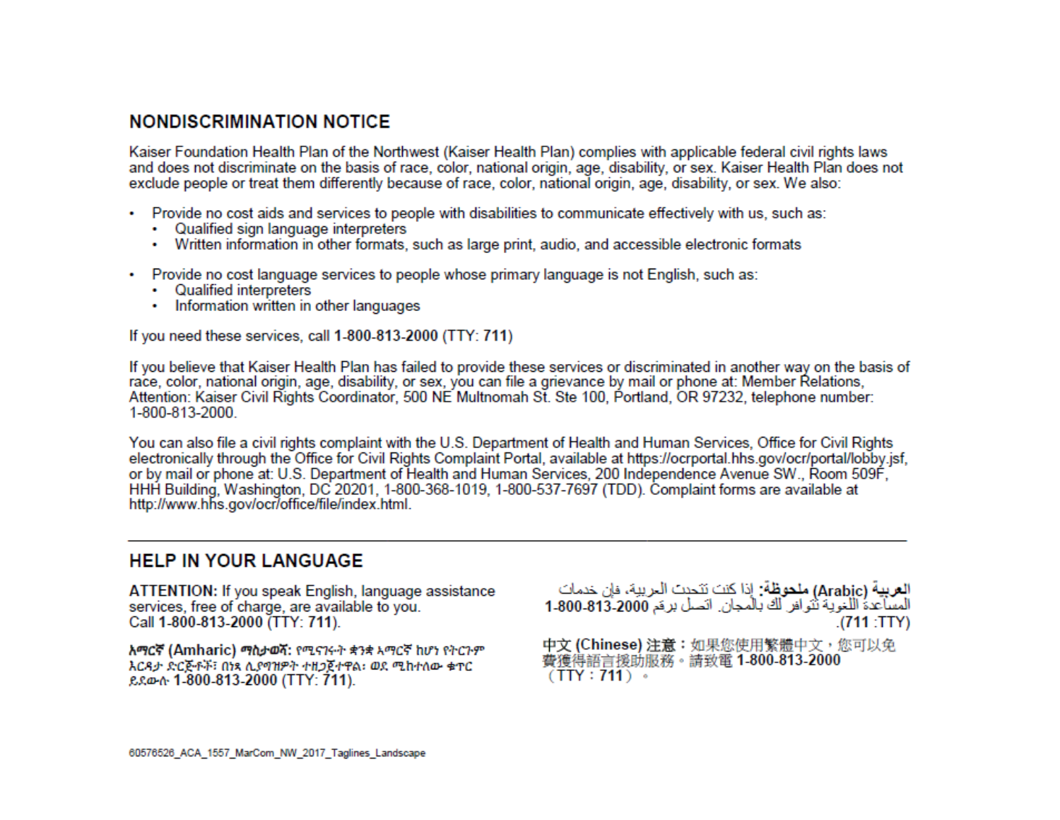## NONDISCRIMINATION NOTICE

Kaiser Foundation Health Plan of the Northwest (Kaiser Health Plan) complies with applicable federal civil rights laws and does not discriminate on the basis of race, color, national origin, age, disability, or sex. Kaiser Health Plan does not exclude people or treat them differently because of race, color, national origin, age, disability, or sex. We also:

- Provide no cost aids and services to people with disabilities to communicate effectively with us, such as:
  - Qualified sign language interpreters
  - Written information in other formats, such as large print, audio, and accessible electronic formats
- Provide no cost language services to people whose primary language is not English, such as:
  - Qualified interpreters
  - Information written in other languages

If you need these services, call **1-800-813-2000** (TTY: **711**)

If you believe that Kaiser Health Plan has failed to provide these services or discriminated in another way on the basis of race, color, national origin, age, disability, or sex, you can file a grievance by mail or phone at: Member Relations, Attention: Kaiser Civil Rights Coordinator, 500 NE Multnomah St. Ste 100, Portland, OR 97232, telephone number: 1-800-813-2000.

You can also file a civil rights complaint with the U.S. Department of Health and Human Services, Office for Civil Rights electronically through the Office for Civil Rights Complaint Portal, available at https://ocrportal.hhs.gov/ocr/portal/lobby.jsf, or by mail or phone at: U.S. Department of Health and Human Services, 200 Independence Avenue SW., Room 509F, HHH Building, Washington, DC 20201, 1-800-368-1019, 1-800-537-7697 (TDD). Complaint forms are available at http://www.hhs.gov/ocr/office/file/index.html.

---

## HELP IN YOUR LANGUAGE

**ATTENTION:** If you speak English, language assistance services, free of charge, are available to you. Call **1-800-813-2000** (TTY: **711**).

**አማርኛ (Amharic) ማስታወሻ:** የሚናገሩት ቋንቋ አማርኛ ከሆነ የትርጉም እርዳታ ድርጅቶች፣ በነጻ ሊያግዝዎት ተዘጋጀተዋል፡ ወደ ሚከተለው ቁጥር ይደውሉ **1-800-813-2000** (TTY: **711**).

**العربية (Arabic) ملحوظة:** إذا كنت تتحدث العربية، فإن خدمات المساعدة اللغوية تتوافر لك بالمجان. اتصل برقم **1-800-813-2000** (TTY: **711**).

**中文 (Chinese) 注意：**如果您使用繁體中文，您可以免費獲得語言援助服務。請致電 **1-800-813-2000**（TTY：**711**）。

60576526_ACA_1557_MarCom_NW_2017_Taglines_Landscape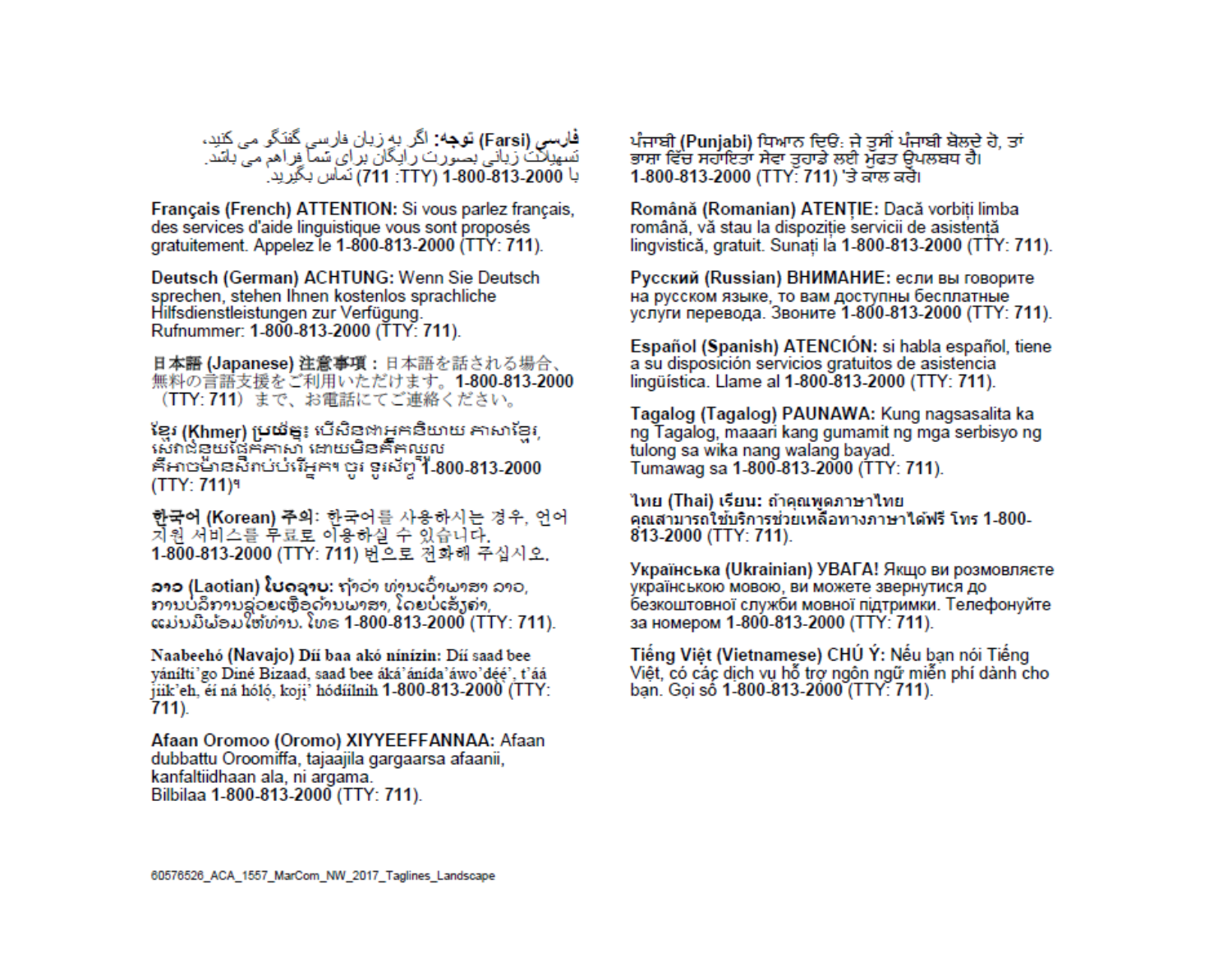**فارسی (Farsi) توجه:** اگر به زبان فارسی گفتگو می کنید، تسهیلات زبانی بصورت رایگان برای شما فراهم می باشد. با **1-800-813-2000** (**TTY: 711**) تماس بگیرید.

**Français (French) ATTENTION:** Si vous parlez français, des services d'aide linguistique vous sont proposés gratuitement. Appelez le **1-800-813-2000** (**TTY: 711**).

**Deutsch (German) ACHTUNG:** Wenn Sie Deutsch sprechen, stehen Ihnen kostenlos sprachliche Hilfsdienstleistungen zur Verfügung. Rufnummer: **1-800-813-2000** (**TTY: 711**).

**日本語 (Japanese) 注意事項：** 日本語を話される場合、無料の言語支援をご利用いただけます。**1-800-813-2000**（**TTY: 711**）まで、お電話にてご連絡ください。

**ខ្មែរ (Khmer) ប្រយ័ត្ន៖** បើសិនជាអ្នកនិយាយ ភាសាខ្មែរ, សេវាជំនួយផ្នែកភាសា ដោយមិនគិតឈ្នួល គឺអាចមានសំរាប់បំរើអ្នក។ ចូរ ទូរស័ព្ទ **1-800-813-2000** (**TTY: 711**)។

**한국어 (Korean) 주의:** 한국어를 사용하시는 경우, 언어 지원 서비스를 무료로 이용하실 수 있습니다. **1-800-813-2000** (**TTY: 711**) 번으로 전화해 주십시오.

**ລາວ (Laotian) ໂປດຊາບ:** ຖ້າວ່າ ທ່ານເວົ້າພາສາ ລາວ, ການບໍລິການຊ່ວຍເຫຼືອດ້ານພາສາ, ໂດຍບໍ່ເສັຽຄ່າ, ແມ່ນມີພ້ອມໃຫ້ທ່ານ. ໂທຣ **1-800-813-2000** (**TTY: 711**).

**Naabeehó (Navajo) Díí baa akó nínízin:** Díí saad bee yáníłti'go Diné Bizaad, saad bee áká'ánída'áwo'déé', t'áá jiik'eh, éí ná hóló, koji' hódíílnih **1-800-813-2000** (**TTY: 711**).

**Afaan Oromoo (Oromo) XIYYEEFFANNAA:** Afaan dubbattu Oroomiffa, tajaajila gargaarsa afaanii, kanfaltiidhaan ala, ni argama. Bilbilaa **1-800-813-2000** (**TTY: 711**).

**ਪੰਜਾਬੀ (Punjabi) ਧਿਆਨ ਦਿਓ:** ਜੇ ਤੁਸੀਂ ਪੰਜਾਬੀ ਬੋਲਦੇ ਹੋ, ਤਾਂ ਭਾਸ਼ਾ ਵਿੱਚ ਸਹਾਇਤਾ ਸੇਵਾ ਤੁਹਾਡੇ ਲਈ ਮੁਫਤ ਉਪਲਬਧ ਹੈ। **1-800-813-2000** (**TTY: 711**) 'ਤੇ ਕਾਲ ਕਰੋ।

**Română (Romanian) ATENȚIE:** Dacă vorbiți limba română, vă stau la dispoziție servicii de asistență lingvistică, gratuit. Sunați la **1-800-813-2000** (**TTY: 711**).

**Русский (Russian) ВНИМАНИЕ:** если вы говорите на русском языке, то вам доступны бесплатные услуги перевода. Звоните **1-800-813-2000** (**TTY: 711**).

**Español (Spanish) ATENCIÓN:** si habla español, tiene a su disposición servicios gratuitos de asistencia lingüística. Llame al **1-800-813-2000** (**TTY: 711**).

**Tagalog (Tagalog) PAUNAWA:** Kung nagsasalita ka ng Tagalog, maaari kang gumamit ng mga serbisyo ng tulong sa wika nang walang bayad. Tumawag sa **1-800-813-2000** (**TTY: 711**).

**ไทย (Thai) เรียน:** ถ้าคุณพูดภาษาไทย คุณสามารถใช้บริการช่วยเหลือทางภาษาได้ฟรี โทร **1-800-813-2000** (**TTY: 711**).

**Українська (Ukrainian) УВАГА!** Якщо ви розмовляєте українською мовою, ви можете звернутися до безкоштовної служби мовної підтримки. Телефонуйте за номером **1-800-813-2000** (**TTY: 711**).

**Tiếng Việt (Vietnamese) CHÚ Ý:** Nếu bạn nói Tiếng Việt, có các dịch vụ hỗ trợ ngôn ngữ miễn phí dành cho bạn. Gọi số **1-800-813-2000** (**TTY: 711**).

60576526_ACA_1557_MarCom_NW_2017_Taglines_Landscape